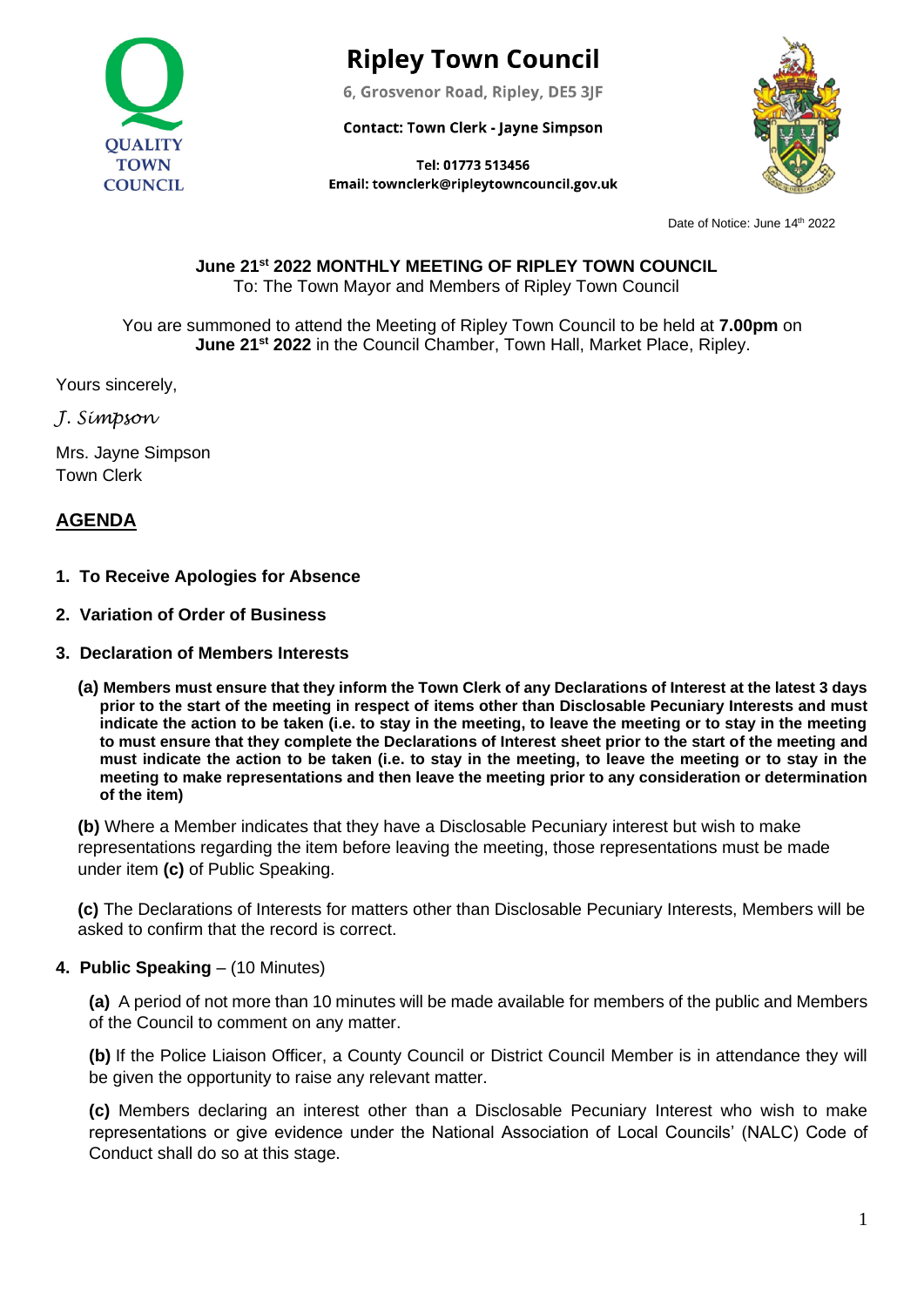QUALITY TOWN COUNCIL

# Ripley Town Council

6, Grosvenor Road, Ripley, DE5 3JF

**Contact: Town Clerk - Jayne Simpson**

**Tel: 01773 513456**
**Email: townclerk@ripleytowncouncil.gov.uk**

Date of Notice: June 14th 2022

## June 21st 2022 MONTHLY MEETING OF RIPLEY TOWN COUNCIL

To: The Town Mayor and Members of Ripley Town Council

You are summoned to attend the Meeting of Ripley Town Council to be held at **7.00pm** on **June 21st 2022** in the Council Chamber, Town Hall, Market Place, Ripley.

Yours sincerely,

*J. Simpson*

Mrs. Jayne Simpson
Town Clerk

## AGENDA

1. **To Receive Apologies for Absence**

2. **Variation of Order of Business**

3. **Declaration of Members Interests**

   **(a) Members must ensure that they inform the Town Clerk of any Declarations of Interest at the latest 3 days prior to the start of the meeting in respect of items other than Disclosable Pecuniary Interests and must indicate the action to be taken (i.e. to stay in the meeting, to leave the meeting or to stay in the meeting to must ensure that they complete the Declarations of Interest sheet prior to the start of the meeting and must indicate the action to be taken (i.e. to stay in the meeting, to leave the meeting or to stay in the meeting to make representations and then leave the meeting prior to any consideration or determination of the item)**

   **(b)** Where a Member indicates that they have a Disclosable Pecuniary interest but wish to make representations regarding the item before leaving the meeting, those representations must be made under item **(c)** of Public Speaking.

   **(c)** The Declarations of Interests for matters other than Disclosable Pecuniary Interests, Members will be asked to confirm that the record is correct.

4. **Public Speaking** – (10 Minutes)

   **(a)** A period of not more than 10 minutes will be made available for members of the public and Members of the Council to comment on any matter.

   **(b)** If the Police Liaison Officer, a County Council or District Council Member is in attendance they will be given the opportunity to raise any relevant matter.

   **(c)** Members declaring an interest other than a Disclosable Pecuniary Interest who wish to make representations or give evidence under the National Association of Local Councils' (NALC) Code of Conduct shall do so at this stage.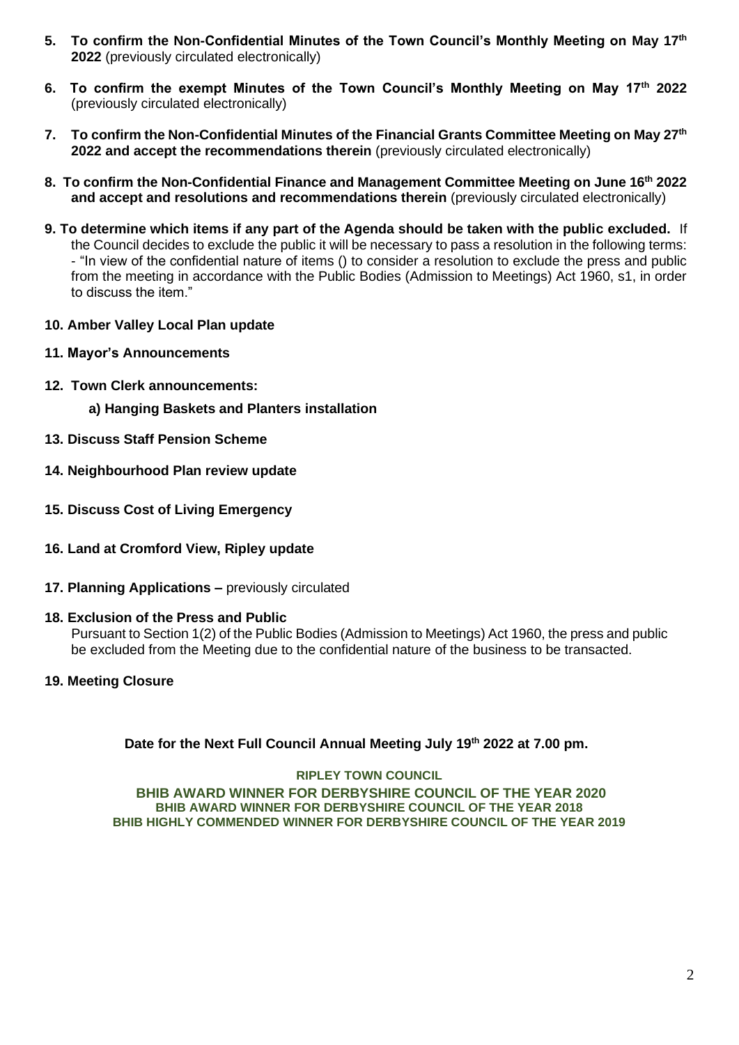5. **To confirm the Non-Confidential Minutes of the Town Council's Monthly Meeting on May 17th 2022** (previously circulated electronically)

6. **To confirm the exempt Minutes of the Town Council's Monthly Meeting on May 17th 2022** (previously circulated electronically)

7. **To confirm the Non-Confidential Minutes of the Financial Grants Committee Meeting on May 27th 2022 and accept the recommendations therein** (previously circulated electronically)

8. **To confirm the Non-Confidential Finance and Management Committee Meeting on June 16th 2022 and accept and resolutions and recommendations therein** (previously circulated electronically)

9. **To determine which items if any part of the Agenda should be taken with the public excluded.** If the Council decides to exclude the public it will be necessary to pass a resolution in the following terms: - "In view of the confidential nature of items () to consider a resolution to exclude the press and public from the meeting in accordance with the Public Bodies (Admission to Meetings) Act 1960, s1, in order to discuss the item."

10. **Amber Valley Local Plan update**

11. **Mayor's Announcements**

12. **Town Clerk announcements:**

    **a) Hanging Baskets and Planters installation**

13. **Discuss Staff Pension Scheme**

14. **Neighbourhood Plan review update**

15. **Discuss Cost of Living Emergency**

16. **Land at Cromford View, Ripley update**

17. **Planning Applications –** previously circulated

18. **Exclusion of the Press and Public**
    Pursuant to Section 1(2) of the Public Bodies (Admission to Meetings) Act 1960, the press and public be excluded from the Meeting due to the confidential nature of the business to be transacted.

19. **Meeting Closure**

**Date for the Next Full Council Annual Meeting July 19th 2022 at 7.00 pm.**

**RIPLEY TOWN COUNCIL**

**BHIB AWARD WINNER FOR DERBYSHIRE COUNCIL OF THE YEAR 2020**
**BHIB AWARD WINNER FOR DERBYSHIRE COUNCIL OF THE YEAR 2018**
**BHIB HIGHLY COMMENDED WINNER FOR DERBYSHIRE COUNCIL OF THE YEAR 2019**